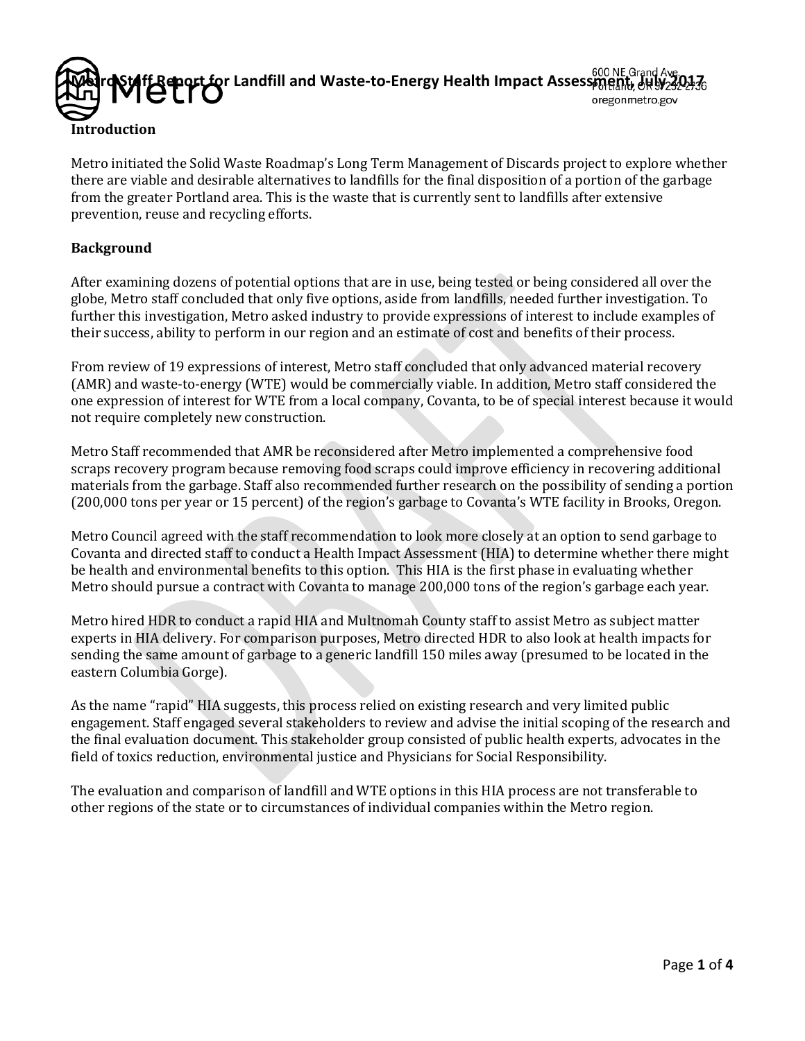# Metro Staff Report for Landfill and Waste-to-Energy Health Impact Assessment, July 2017

600 NE Grand Ave.
Portland, OR 97232-2736
oregonmetro.gov

## Introduction

Metro initiated the Solid Waste Roadmap's Long Term Management of Discards project to explore whether there are viable and desirable alternatives to landfills for the final disposition of a portion of the garbage from the greater Portland area. This is the waste that is currently sent to landfills after extensive prevention, reuse and recycling efforts.

## Background

After examining dozens of potential options that are in use, being tested or being considered all over the globe, Metro staff concluded that only five options, aside from landfills, needed further investigation. To further this investigation, Metro asked industry to provide expressions of interest to include examples of their success, ability to perform in our region and an estimate of cost and benefits of their process.

From review of 19 expressions of interest, Metro staff concluded that only advanced material recovery (AMR) and waste-to-energy (WTE) would be commercially viable. In addition, Metro staff considered the one expression of interest for WTE from a local company, Covanta, to be of special interest because it would not require completely new construction.

Metro Staff recommended that AMR be reconsidered after Metro implemented a comprehensive food scraps recovery program because removing food scraps could improve efficiency in recovering additional materials from the garbage. Staff also recommended further research on the possibility of sending a portion (200,000 tons per year or 15 percent) of the region's garbage to Covanta's WTE facility in Brooks, Oregon.

Metro Council agreed with the staff recommendation to look more closely at an option to send garbage to Covanta and directed staff to conduct a Health Impact Assessment (HIA) to determine whether there might be health and environmental benefits to this option. This HIA is the first phase in evaluating whether Metro should pursue a contract with Covanta to manage 200,000 tons of the region's garbage each year.

Metro hired HDR to conduct a rapid HIA and Multnomah County staff to assist Metro as subject matter experts in HIA delivery. For comparison purposes, Metro directed HDR to also look at health impacts for sending the same amount of garbage to a generic landfill 150 miles away (presumed to be located in the eastern Columbia Gorge).

As the name "rapid" HIA suggests, this process relied on existing research and very limited public engagement. Staff engaged several stakeholders to review and advise the initial scoping of the research and the final evaluation document. This stakeholder group consisted of public health experts, advocates in the field of toxics reduction, environmental justice and Physicians for Social Responsibility.

The evaluation and comparison of landfill and WTE options in this HIA process are not transferable to other regions of the state or to circumstances of individual companies within the Metro region.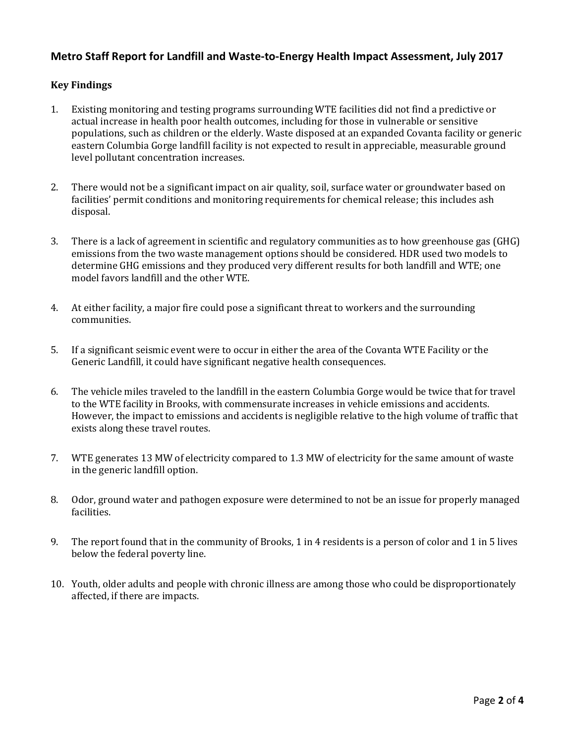## Metro Staff Report for Landfill and Waste-to-Energy Health Impact Assessment, July 2017

### Key Findings

1. Existing monitoring and testing programs surrounding WTE facilities did not find a predictive or actual increase in health poor health outcomes, including for those in vulnerable or sensitive populations, such as children or the elderly. Waste disposed at an expanded Covanta facility or generic eastern Columbia Gorge landfill facility is not expected to result in appreciable, measurable ground level pollutant concentration increases.

2. There would not be a significant impact on air quality, soil, surface water or groundwater based on facilities' permit conditions and monitoring requirements for chemical release; this includes ash disposal.

3. There is a lack of agreement in scientific and regulatory communities as to how greenhouse gas (GHG) emissions from the two waste management options should be considered. HDR used two models to determine GHG emissions and they produced very different results for both landfill and WTE; one model favors landfill and the other WTE.

4. At either facility, a major fire could pose a significant threat to workers and the surrounding communities.

5. If a significant seismic event were to occur in either the area of the Covanta WTE Facility or the Generic Landfill, it could have significant negative health consequences.

6. The vehicle miles traveled to the landfill in the eastern Columbia Gorge would be twice that for travel to the WTE facility in Brooks, with commensurate increases in vehicle emissions and accidents. However, the impact to emissions and accidents is negligible relative to the high volume of traffic that exists along these travel routes.

7. WTE generates 13 MW of electricity compared to 1.3 MW of electricity for the same amount of waste in the generic landfill option.

8. Odor, ground water and pathogen exposure were determined to not be an issue for properly managed facilities.

9. The report found that in the community of Brooks, 1 in 4 residents is a person of color and 1 in 5 lives below the federal poverty line.

10. Youth, older adults and people with chronic illness are among those who could be disproportionately affected, if there are impacts.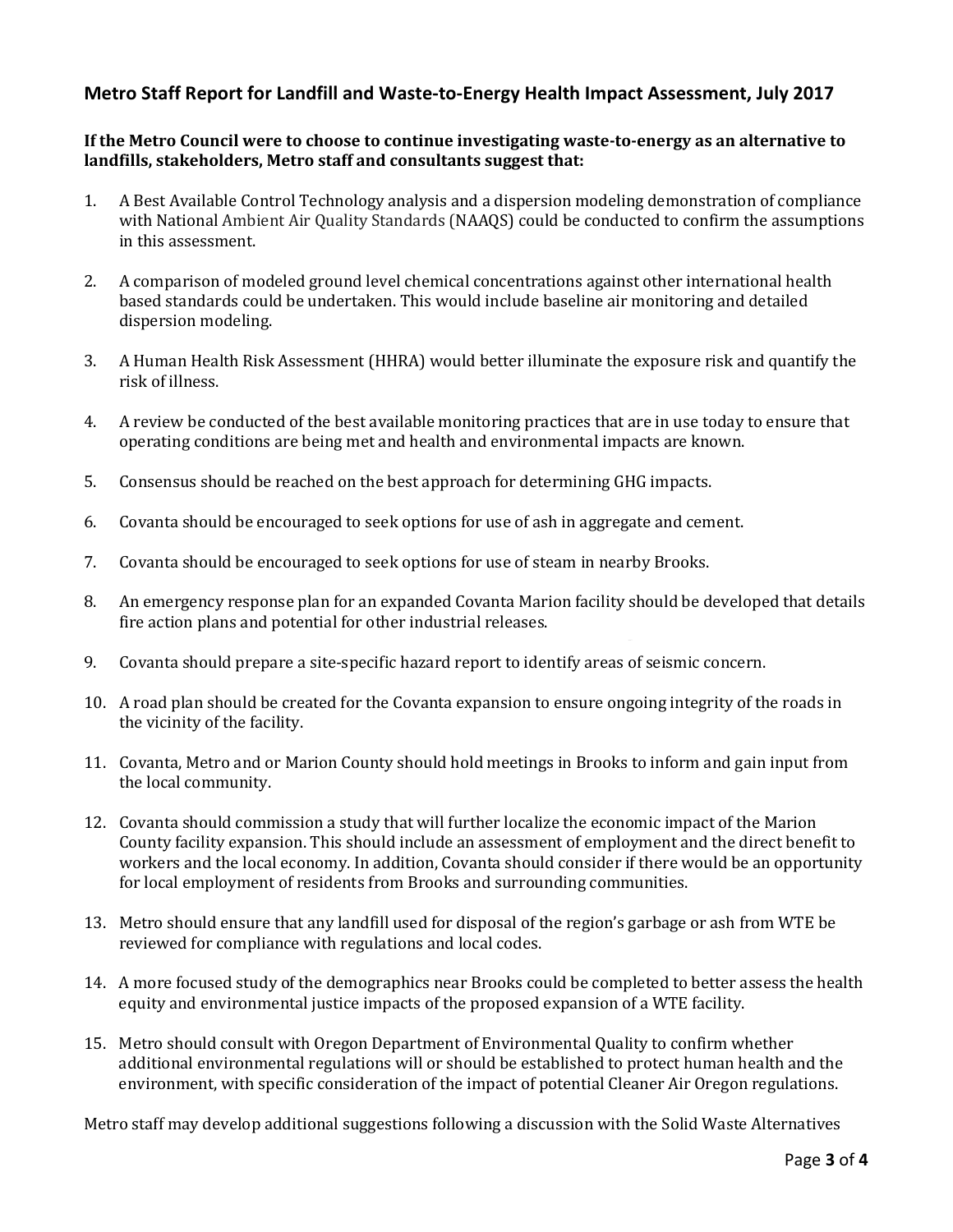## Metro Staff Report for Landfill and Waste-to-Energy Health Impact Assessment, July 2017

**If the Metro Council were to choose to continue investigating waste-to-energy as an alternative to landfills, stakeholders, Metro staff and consultants suggest that:**

1. A Best Available Control Technology analysis and a dispersion modeling demonstration of compliance with National Ambient Air Quality Standards (NAAQS) could be conducted to confirm the assumptions in this assessment.
2. A comparison of modeled ground level chemical concentrations against other international health based standards could be undertaken. This would include baseline air monitoring and detailed dispersion modeling.
3. A Human Health Risk Assessment (HHRA) would better illuminate the exposure risk and quantify the risk of illness.
4. A review be conducted of the best available monitoring practices that are in use today to ensure that operating conditions are being met and health and environmental impacts are known.
5. Consensus should be reached on the best approach for determining GHG impacts.
6. Covanta should be encouraged to seek options for use of ash in aggregate and cement.
7. Covanta should be encouraged to seek options for use of steam in nearby Brooks.
8. An emergency response plan for an expanded Covanta Marion facility should be developed that details fire action plans and potential for other industrial releases.
9. Covanta should prepare a site-specific hazard report to identify areas of seismic concern.
10. A road plan should be created for the Covanta expansion to ensure ongoing integrity of the roads in the vicinity of the facility.
11. Covanta, Metro and or Marion County should hold meetings in Brooks to inform and gain input from the local community.
12. Covanta should commission a study that will further localize the economic impact of the Marion County facility expansion. This should include an assessment of employment and the direct benefit to workers and the local economy. In addition, Covanta should consider if there would be an opportunity for local employment of residents from Brooks and surrounding communities.
13. Metro should ensure that any landfill used for disposal of the region's garbage or ash from WTE be reviewed for compliance with regulations and local codes.
14. A more focused study of the demographics near Brooks could be completed to better assess the health equity and environmental justice impacts of the proposed expansion of a WTE facility.
15. Metro should consult with Oregon Department of Environmental Quality to confirm whether additional environmental regulations will or should be established to protect human health and the environment, with specific consideration of the impact of potential Cleaner Air Oregon regulations.

Metro staff may develop additional suggestions following a discussion with the Solid Waste Alternatives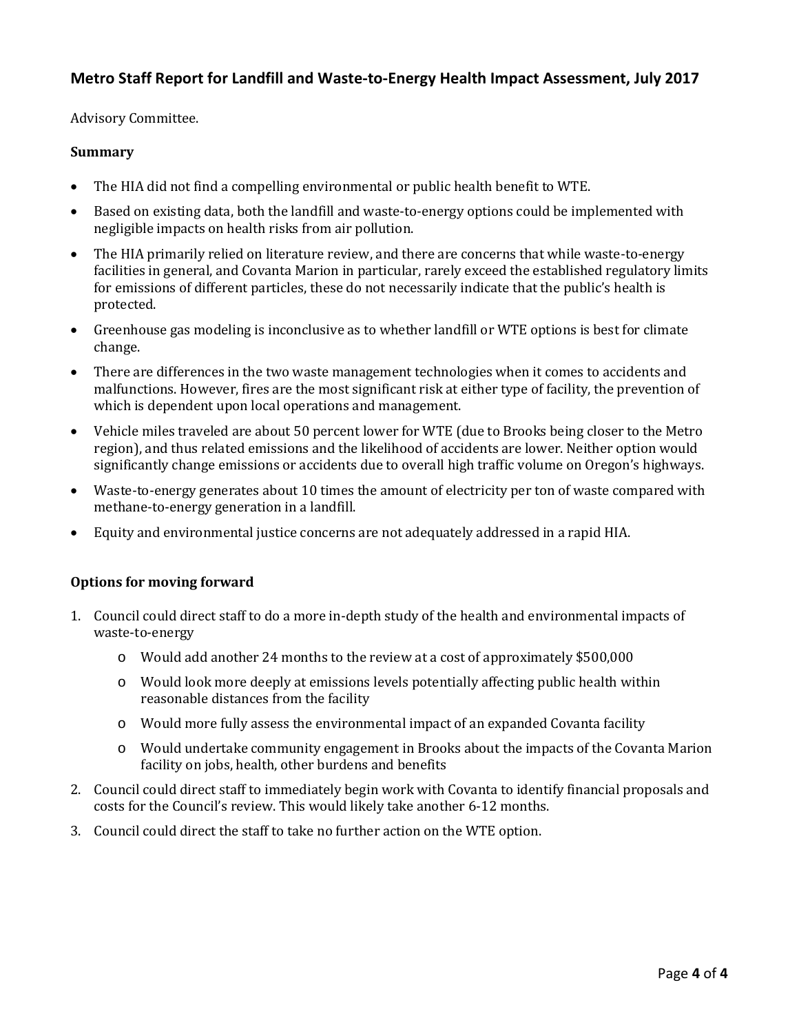Advisory Committee.

**Summary**

- The HIA did not find a compelling environmental or public health benefit to WTE.
- Based on existing data, both the landfill and waste-to-energy options could be implemented with negligible impacts on health risks from air pollution.
- The HIA primarily relied on literature review, and there are concerns that while waste-to-energy facilities in general, and Covanta Marion in particular, rarely exceed the established regulatory limits for emissions of different particles, these do not necessarily indicate that the public's health is protected.
- Greenhouse gas modeling is inconclusive as to whether landfill or WTE options is best for climate change.
- There are differences in the two waste management technologies when it comes to accidents and malfunctions. However, fires are the most significant risk at either type of facility, the prevention of which is dependent upon local operations and management.
- Vehicle miles traveled are about 50 percent lower for WTE (due to Brooks being closer to the Metro region), and thus related emissions and the likelihood of accidents are lower. Neither option would significantly change emissions or accidents due to overall high traffic volume on Oregon's highways.
- Waste-to-energy generates about 10 times the amount of electricity per ton of waste compared with methane-to-energy generation in a landfill.
- Equity and environmental justice concerns are not adequately addressed in a rapid HIA.

**Options for moving forward**

1. Council could direct staff to do a more in-depth study of the health and environmental impacts of waste-to-energy
   - Would add another 24 months to the review at a cost of approximately $500,000
   - Would look more deeply at emissions levels potentially affecting public health within reasonable distances from the facility
   - Would more fully assess the environmental impact of an expanded Covanta facility
   - Would undertake community engagement in Brooks about the impacts of the Covanta Marion facility on jobs, health, other burdens and benefits
2. Council could direct staff to immediately begin work with Covanta to identify financial proposals and costs for the Council's review. This would likely take another 6-12 months.
3. Council could direct the staff to take no further action on the WTE option.